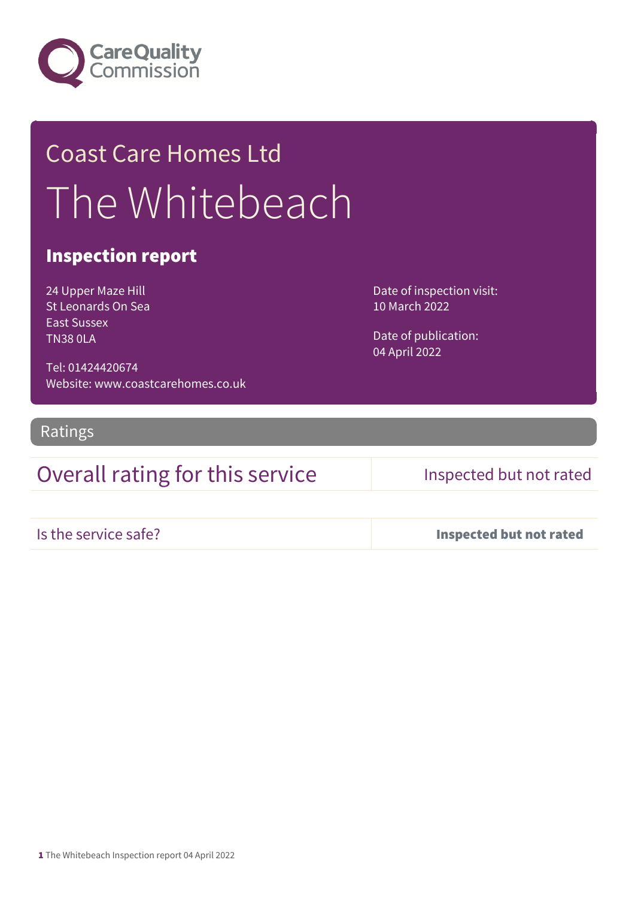Care Quality Commission

# Coast Care Homes Ltd

# The Whitebeach

## Inspection report

24 Upper Maze Hill
St Leonards On Sea
East Sussex
TN38 0LA

Tel: 01424420674
Website: www.coastcarehomes.co.uk

Date of inspection visit:
10 March 2022

Date of publication:
04 April 2022

## Ratings

| Overall rating for this service | Inspected but not rated |
| --- | --- |
| Is the service safe? | **Inspected but not rated** |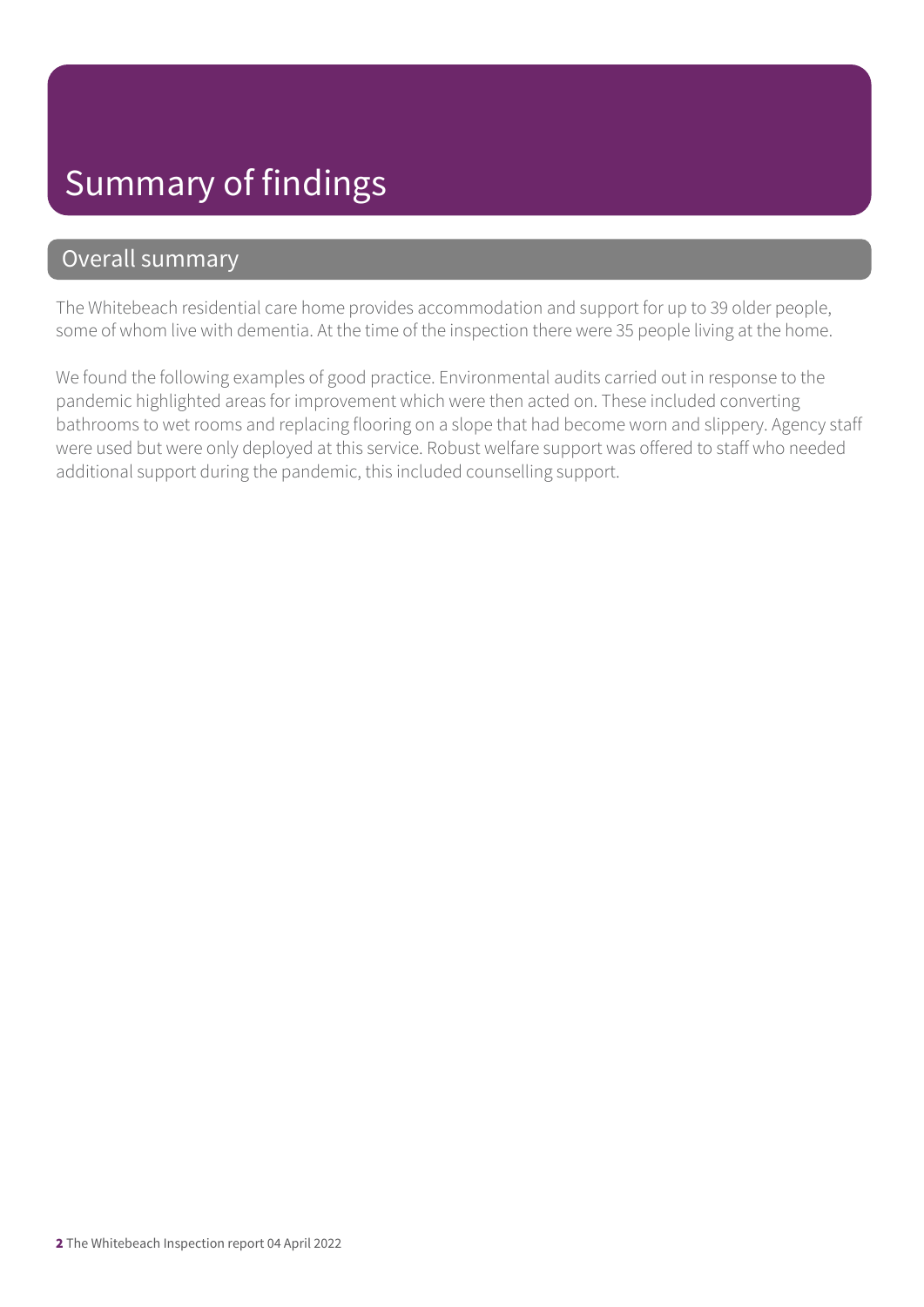# Summary of findings

## Overall summary

The Whitebeach residential care home provides accommodation and support for up to 39 older people, some of whom live with dementia. At the time of the inspection there were 35 people living at the home.

We found the following examples of good practice. Environmental audits carried out in response to the pandemic highlighted areas for improvement which were then acted on. These included converting bathrooms to wet rooms and replacing flooring on a slope that had become worn and slippery. Agency staff were used but were only deployed at this service. Robust welfare support was offered to staff who needed additional support during the pandemic, this included counselling support.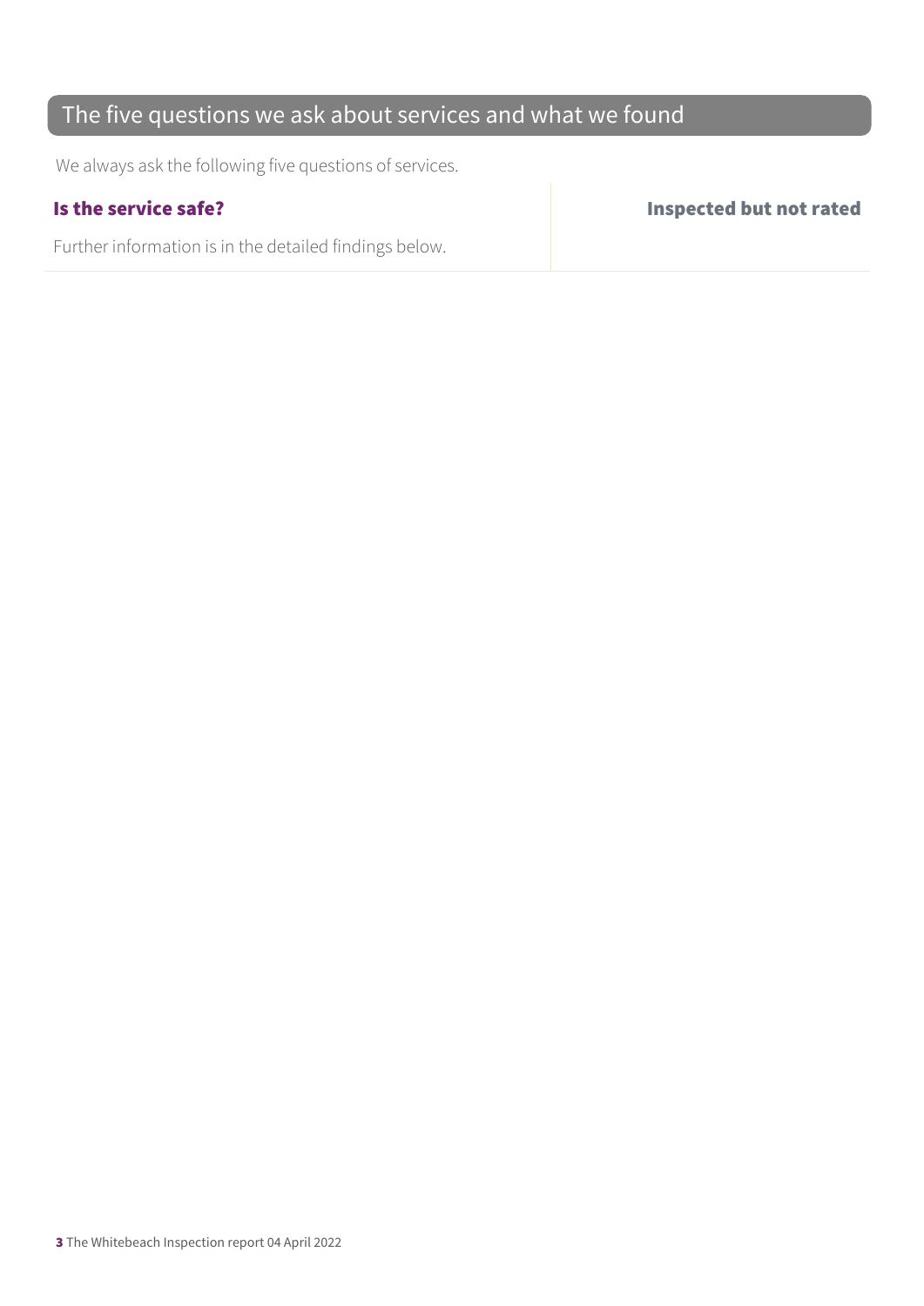## The five questions we ask about services and what we found

We always ask the following five questions of services.

| **Is the service safe?** | **Inspected but not rated** |
|---|---|
| Further information is in the detailed findings below. | |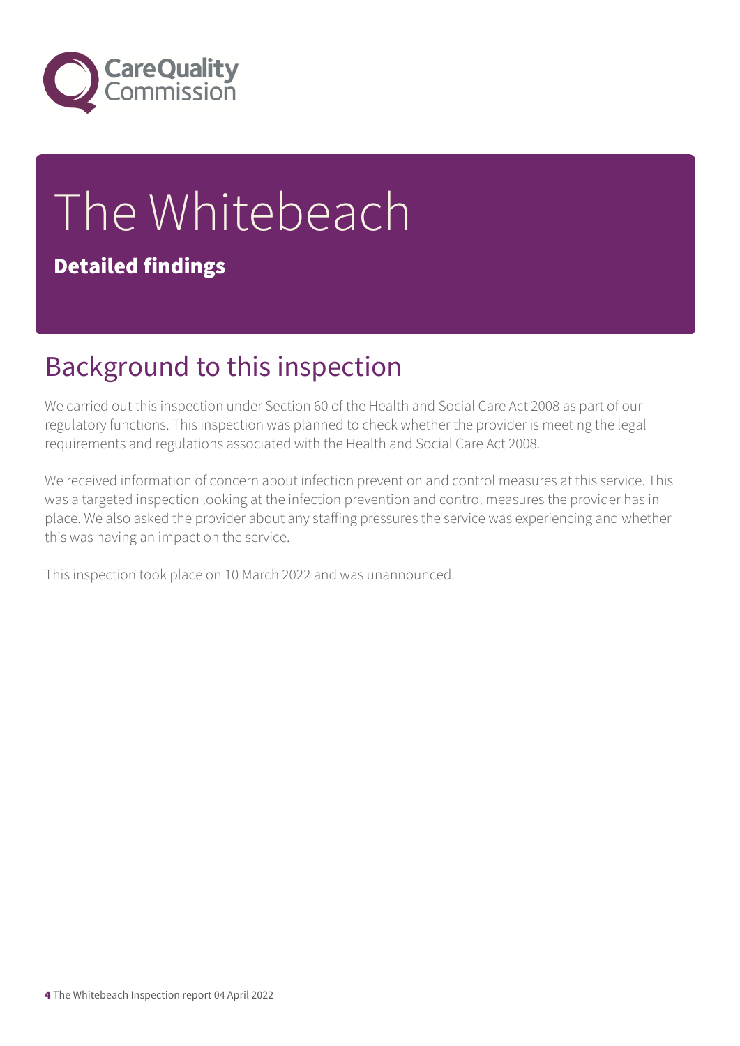# The Whitebeach

**Detailed findings**

## Background to this inspection

We carried out this inspection under Section 60 of the Health and Social Care Act 2008 as part of our regulatory functions. This inspection was planned to check whether the provider is meeting the legal requirements and regulations associated with the Health and Social Care Act 2008.

We received information of concern about infection prevention and control measures at this service. This was a targeted inspection looking at the infection prevention and control measures the provider has in place. We also asked the provider about any staffing pressures the service was experiencing and whether this was having an impact on the service.

This inspection took place on 10 March 2022 and was unannounced.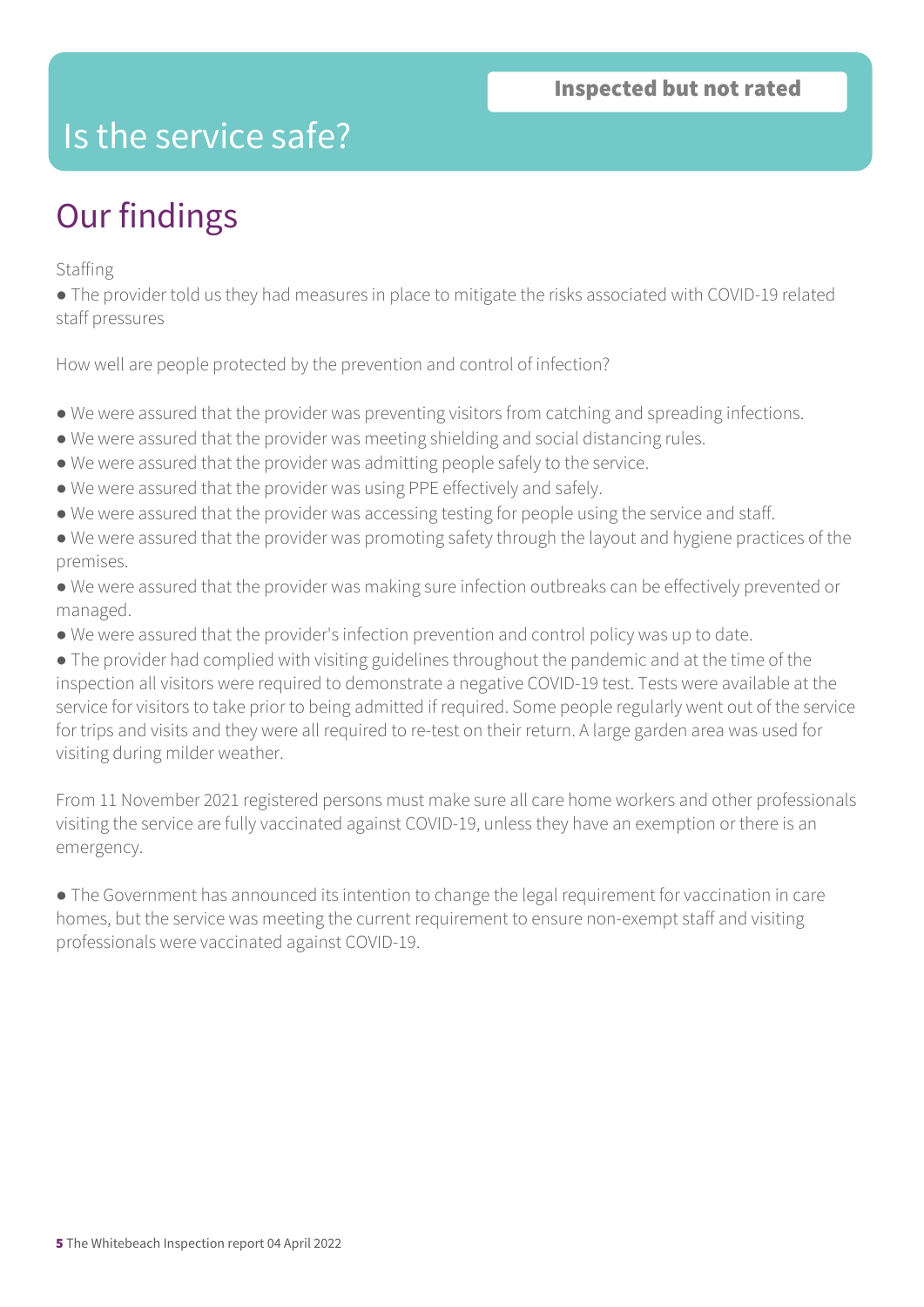Inspected but not rated

# Is the service safe?

## Our findings

Staffing

- The provider told us they had measures in place to mitigate the risks associated with COVID-19 related staff pressures

How well are people protected by the prevention and control of infection?

- We were assured that the provider was preventing visitors from catching and spreading infections.
- We were assured that the provider was meeting shielding and social distancing rules.
- We were assured that the provider was admitting people safely to the service.
- We were assured that the provider was using PPE effectively and safely.
- We were assured that the provider was accessing testing for people using the service and staff.
- We were assured that the provider was promoting safety through the layout and hygiene practices of the premises.
- We were assured that the provider was making sure infection outbreaks can be effectively prevented or managed.
- We were assured that the provider's infection prevention and control policy was up to date.
- The provider had complied with visiting guidelines throughout the pandemic and at the time of the inspection all visitors were required to demonstrate a negative COVID-19 test. Tests were available at the service for visitors to take prior to being admitted if required. Some people regularly went out of the service for trips and visits and they were all required to re-test on their return. A large garden area was used for visiting during milder weather.

From 11 November 2021 registered persons must make sure all care home workers and other professionals visiting the service are fully vaccinated against COVID-19, unless they have an exemption or there is an emergency.

- The Government has announced its intention to change the legal requirement for vaccination in care homes, but the service was meeting the current requirement to ensure non-exempt staff and visiting professionals were vaccinated against COVID-19.